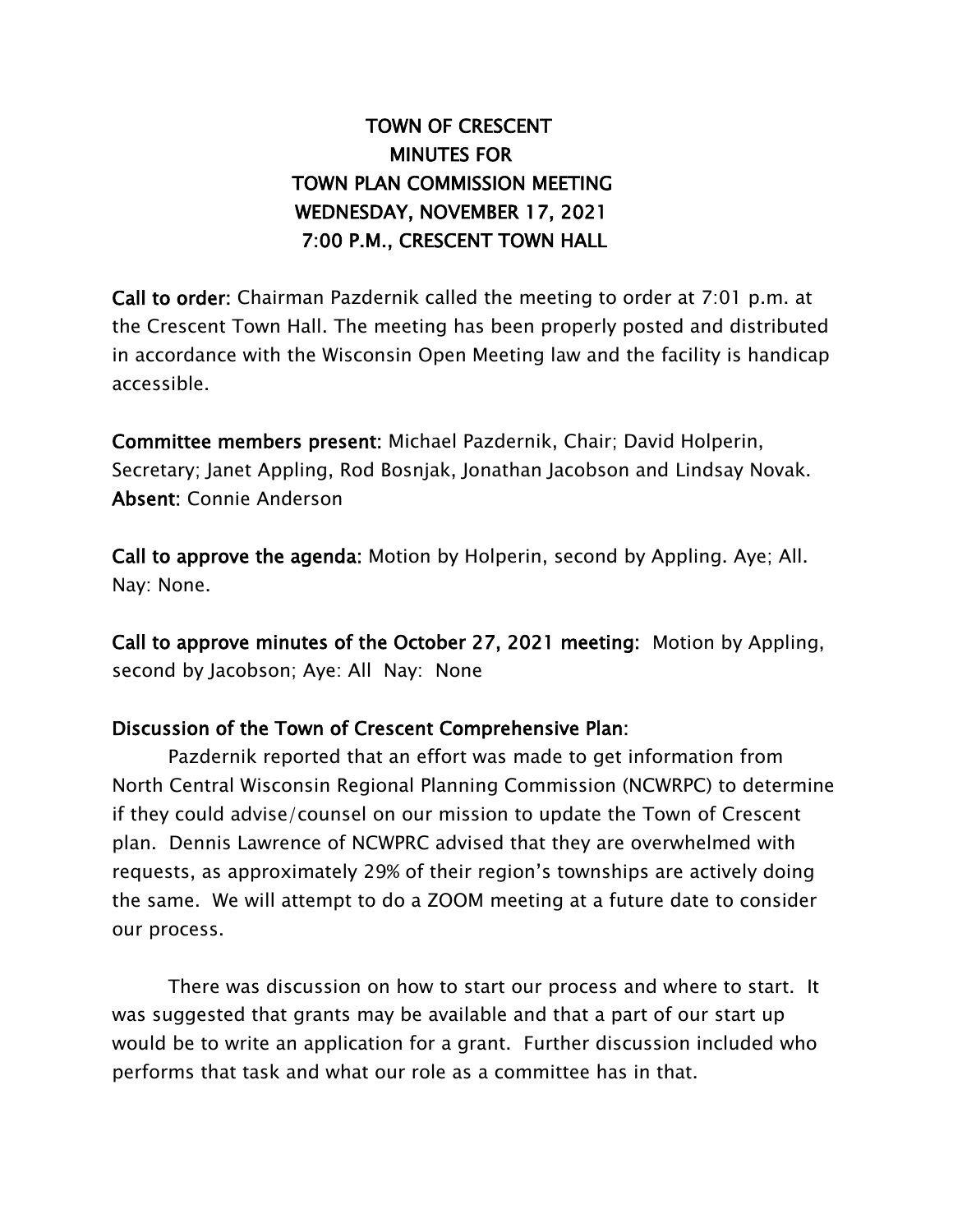# TOWN OF CRESCENT
## MINUTES FOR
## TOWN PLAN COMMISSION MEETING
## WEDNESDAY, NOVEMBER 17, 2021
## 7:00 P.M., CRESCENT TOWN HALL

**Call to order:** Chairman Pazdernik called the meeting to order at 7:01 p.m. at the Crescent Town Hall. The meeting has been properly posted and distributed in accordance with the Wisconsin Open Meeting law and the facility is handicap accessible.

**Committee members present:** Michael Pazdernik, Chair; David Holperin, Secretary; Janet Appling, Rod Bosnjak, Jonathan Jacobson and Lindsay Novak.
**Absent:** Connie Anderson

**Call to approve the agenda:** Motion by Holperin, second by Appling. Aye; All. Nay: None.

**Call to approve minutes of the October 27, 2021 meeting:** Motion by Appling, second by Jacobson; Aye: All Nay: None

**Discussion of the Town of Crescent Comprehensive Plan:**

Pazdernik reported that an effort was made to get information from North Central Wisconsin Regional Planning Commission (NCWRPC) to determine if they could advise/counsel on our mission to update the Town of Crescent plan. Dennis Lawrence of NCWPRC advised that they are overwhelmed with requests, as approximately 29% of their region's townships are actively doing the same. We will attempt to do a ZOOM meeting at a future date to consider our process.

There was discussion on how to start our process and where to start. It was suggested that grants may be available and that a part of our start up would be to write an application for a grant. Further discussion included who performs that task and what our role as a committee has in that.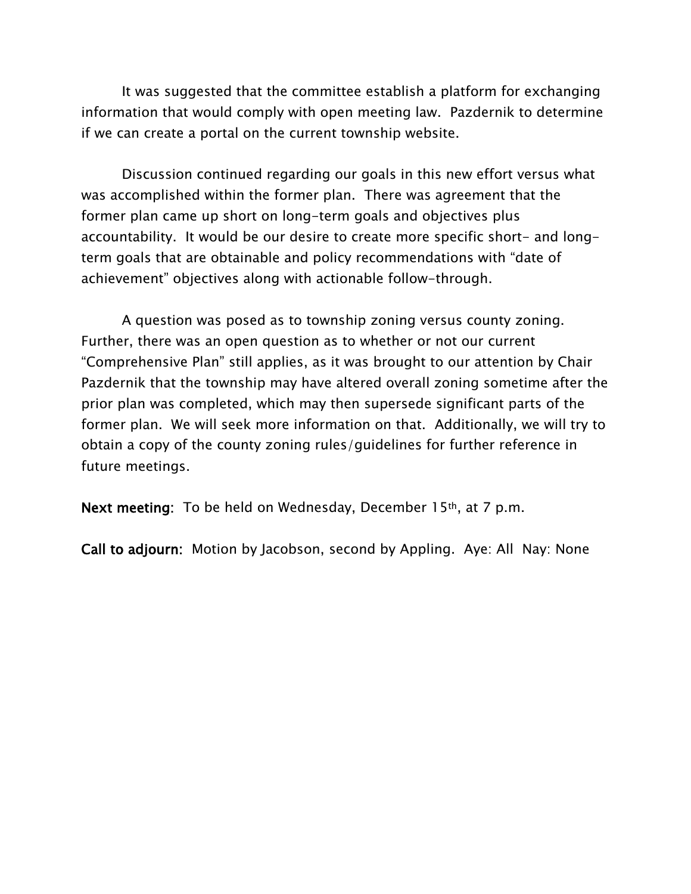It was suggested that the committee establish a platform for exchanging information that would comply with open meeting law. Pazdernik to determine if we can create a portal on the current township website.

Discussion continued regarding our goals in this new effort versus what was accomplished within the former plan. There was agreement that the former plan came up short on long-term goals and objectives plus accountability. It would be our desire to create more specific short- and long-term goals that are obtainable and policy recommendations with "date of achievement" objectives along with actionable follow-through.

A question was posed as to township zoning versus county zoning. Further, there was an open question as to whether or not our current "Comprehensive Plan" still applies, as it was brought to our attention by Chair Pazdernik that the township may have altered overall zoning sometime after the prior plan was completed, which may then supersede significant parts of the former plan. We will seek more information on that. Additionally, we will try to obtain a copy of the county zoning rules/guidelines for further reference in future meetings.

**Next meeting:** To be held on Wednesday, December 15th, at 7 p.m.

**Call to adjourn:** Motion by Jacobson, second by Appling. Aye: All Nay: None